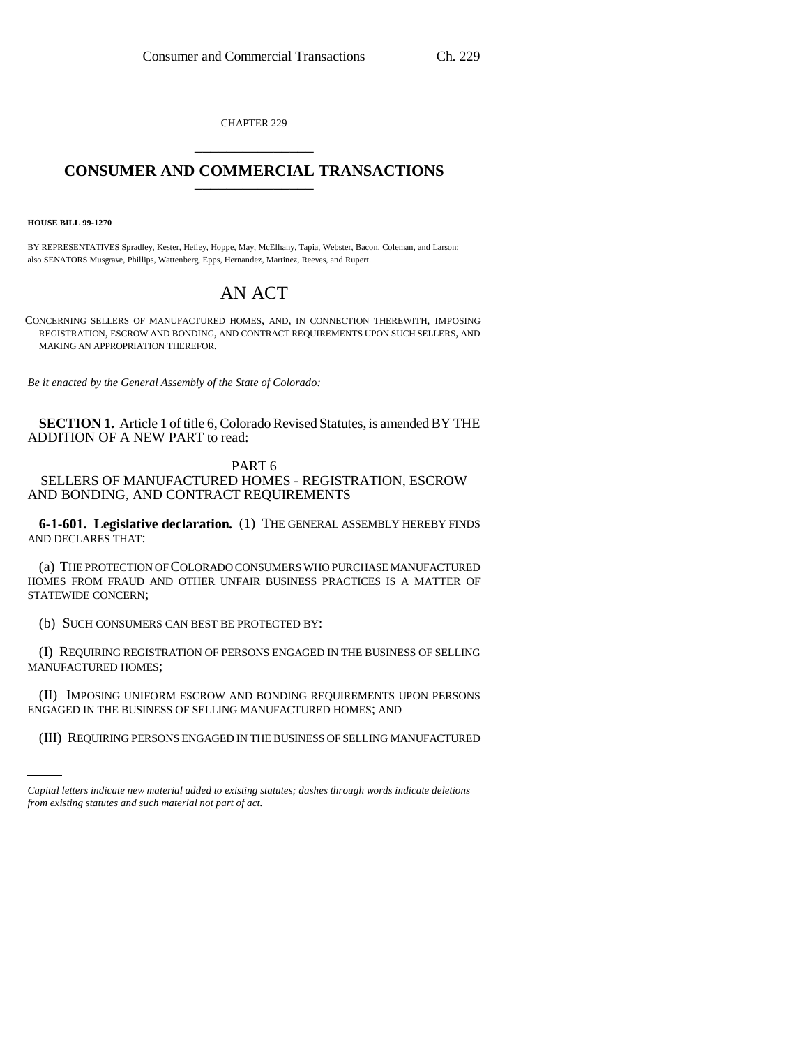CHAPTER 229

# CONSUMER AND COMMERCIAL TRANSACTIONS

**HOUSE BILL 99-1270**

BY REPRESENTATIVES Spradley, Kester, Hefley, Hoppe, May, McElhany, Tapia, Webster, Bacon, Coleman, and Larson; also SENATORS Musgrave, Phillips, Wattenberg, Epps, Hernandez, Martinez, Reeves, and Rupert.

# AN ACT

CONCERNING SELLERS OF MANUFACTURED HOMES, AND, IN CONNECTION THEREWITH, IMPOSING REGISTRATION, ESCROW AND BONDING, AND CONTRACT REQUIREMENTS UPON SUCH SELLERS, AND MAKING AN APPROPRIATION THEREFOR.

*Be it enacted by the General Assembly of the State of Colorado:*

**SECTION 1.** Article 1 of title 6, Colorado Revised Statutes, is amended BY THE ADDITION OF A NEW PART to read:

PART 6
SELLERS OF MANUFACTURED HOMES - REGISTRATION, ESCROW AND BONDING, AND CONTRACT REQUIREMENTS

**6-1-601. Legislative declaration.** (1) THE GENERAL ASSEMBLY HEREBY FINDS AND DECLARES THAT:

(a) THE PROTECTION OF COLORADO CONSUMERS WHO PURCHASE MANUFACTURED HOMES FROM FRAUD AND OTHER UNFAIR BUSINESS PRACTICES IS A MATTER OF STATEWIDE CONCERN;

(b) SUCH CONSUMERS CAN BEST BE PROTECTED BY:

(I) REQUIRING REGISTRATION OF PERSONS ENGAGED IN THE BUSINESS OF SELLING MANUFACTURED HOMES;

(II) IMPOSING UNIFORM ESCROW AND BONDING REQUIREMENTS UPON PERSONS ENGAGED IN THE BUSINESS OF SELLING MANUFACTURED HOMES; AND

(III) REQUIRING PERSONS ENGAGED IN THE BUSINESS OF SELLING MANUFACTURED

*Capital letters indicate new material added to existing statutes; dashes through words indicate deletions from existing statutes and such material not part of act.*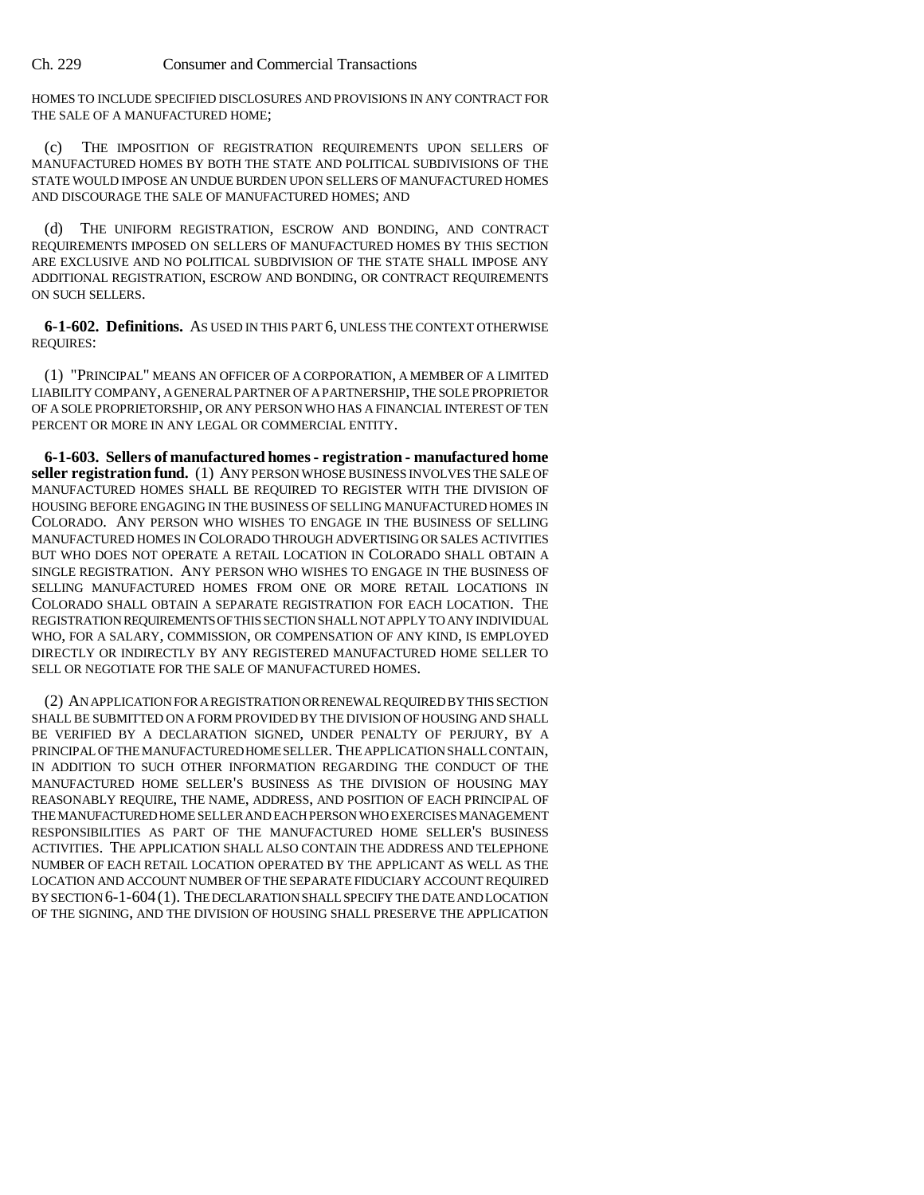HOMES TO INCLUDE SPECIFIED DISCLOSURES AND PROVISIONS IN ANY CONTRACT FOR THE SALE OF A MANUFACTURED HOME;

(c) THE IMPOSITION OF REGISTRATION REQUIREMENTS UPON SELLERS OF MANUFACTURED HOMES BY BOTH THE STATE AND POLITICAL SUBDIVISIONS OF THE STATE WOULD IMPOSE AN UNDUE BURDEN UPON SELLERS OF MANUFACTURED HOMES AND DISCOURAGE THE SALE OF MANUFACTURED HOMES; AND

(d) THE UNIFORM REGISTRATION, ESCROW AND BONDING, AND CONTRACT REQUIREMENTS IMPOSED ON SELLERS OF MANUFACTURED HOMES BY THIS SECTION ARE EXCLUSIVE AND NO POLITICAL SUBDIVISION OF THE STATE SHALL IMPOSE ANY ADDITIONAL REGISTRATION, ESCROW AND BONDING, OR CONTRACT REQUIREMENTS ON SUCH SELLERS.

**6-1-602. Definitions.** AS USED IN THIS PART 6, UNLESS THE CONTEXT OTHERWISE REQUIRES:

(1) "PRINCIPAL" MEANS AN OFFICER OF A CORPORATION, A MEMBER OF A LIMITED LIABILITY COMPANY, A GENERAL PARTNER OF A PARTNERSHIP, THE SOLE PROPRIETOR OF A SOLE PROPRIETORSHIP, OR ANY PERSON WHO HAS A FINANCIAL INTEREST OF TEN PERCENT OR MORE IN ANY LEGAL OR COMMERCIAL ENTITY.

**6-1-603. Sellers of manufactured homes - registration - manufactured home seller registration fund.** (1) ANY PERSON WHOSE BUSINESS INVOLVES THE SALE OF MANUFACTURED HOMES SHALL BE REQUIRED TO REGISTER WITH THE DIVISION OF HOUSING BEFORE ENGAGING IN THE BUSINESS OF SELLING MANUFACTURED HOMES IN COLORADO. ANY PERSON WHO WISHES TO ENGAGE IN THE BUSINESS OF SELLING MANUFACTURED HOMES IN COLORADO THROUGH ADVERTISING OR SALES ACTIVITIES BUT WHO DOES NOT OPERATE A RETAIL LOCATION IN COLORADO SHALL OBTAIN A SINGLE REGISTRATION. ANY PERSON WHO WISHES TO ENGAGE IN THE BUSINESS OF SELLING MANUFACTURED HOMES FROM ONE OR MORE RETAIL LOCATIONS IN COLORADO SHALL OBTAIN A SEPARATE REGISTRATION FOR EACH LOCATION. THE REGISTRATION REQUIREMENTS OF THIS SECTION SHALL NOT APPLY TO ANY INDIVIDUAL WHO, FOR A SALARY, COMMISSION, OR COMPENSATION OF ANY KIND, IS EMPLOYED DIRECTLY OR INDIRECTLY BY ANY REGISTERED MANUFACTURED HOME SELLER TO SELL OR NEGOTIATE FOR THE SALE OF MANUFACTURED HOMES.

(2) AN APPLICATION FOR A REGISTRATION OR RENEWAL REQUIRED BY THIS SECTION SHALL BE SUBMITTED ON A FORM PROVIDED BY THE DIVISION OF HOUSING AND SHALL BE VERIFIED BY A DECLARATION SIGNED, UNDER PENALTY OF PERJURY, BY A PRINCIPAL OF THE MANUFACTURED HOME SELLER. THE APPLICATION SHALL CONTAIN, IN ADDITION TO SUCH OTHER INFORMATION REGARDING THE CONDUCT OF THE MANUFACTURED HOME SELLER'S BUSINESS AS THE DIVISION OF HOUSING MAY REASONABLY REQUIRE, THE NAME, ADDRESS, AND POSITION OF EACH PRINCIPAL OF THE MANUFACTURED HOME SELLER AND EACH PERSON WHO EXERCISES MANAGEMENT RESPONSIBILITIES AS PART OF THE MANUFACTURED HOME SELLER'S BUSINESS ACTIVITIES. THE APPLICATION SHALL ALSO CONTAIN THE ADDRESS AND TELEPHONE NUMBER OF EACH RETAIL LOCATION OPERATED BY THE APPLICANT AS WELL AS THE LOCATION AND ACCOUNT NUMBER OF THE SEPARATE FIDUCIARY ACCOUNT REQUIRED BY SECTION 6-1-604 (1). THE DECLARATION SHALL SPECIFY THE DATE AND LOCATION OF THE SIGNING, AND THE DIVISION OF HOUSING SHALL PRESERVE THE APPLICATION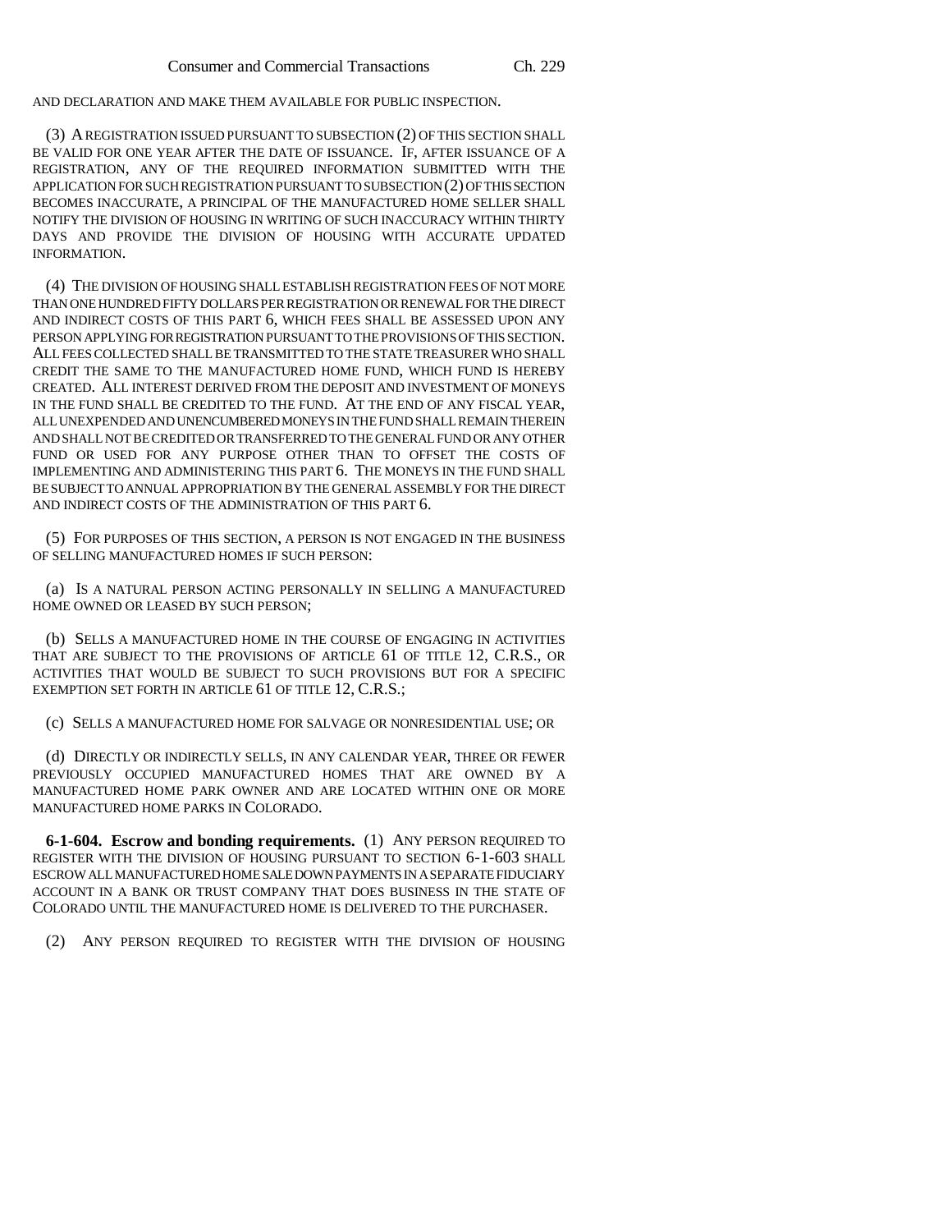AND DECLARATION AND MAKE THEM AVAILABLE FOR PUBLIC INSPECTION.

(3) A REGISTRATION ISSUED PURSUANT TO SUBSECTION (2) OF THIS SECTION SHALL BE VALID FOR ONE YEAR AFTER THE DATE OF ISSUANCE. IF, AFTER ISSUANCE OF A REGISTRATION, ANY OF THE REQUIRED INFORMATION SUBMITTED WITH THE APPLICATION FOR SUCH REGISTRATION PURSUANT TO SUBSECTION (2) OF THIS SECTION BECOMES INACCURATE, A PRINCIPAL OF THE MANUFACTURED HOME SELLER SHALL NOTIFY THE DIVISION OF HOUSING IN WRITING OF SUCH INACCURACY WITHIN THIRTY DAYS AND PROVIDE THE DIVISION OF HOUSING WITH ACCURATE UPDATED INFORMATION.

(4) THE DIVISION OF HOUSING SHALL ESTABLISH REGISTRATION FEES OF NOT MORE THAN ONE HUNDRED FIFTY DOLLARS PER REGISTRATION OR RENEWAL FOR THE DIRECT AND INDIRECT COSTS OF THIS PART 6, WHICH FEES SHALL BE ASSESSED UPON ANY PERSON APPLYING FOR REGISTRATION PURSUANT TO THE PROVISIONS OF THIS SECTION. ALL FEES COLLECTED SHALL BE TRANSMITTED TO THE STATE TREASURER WHO SHALL CREDIT THE SAME TO THE MANUFACTURED HOME FUND, WHICH FUND IS HEREBY CREATED. ALL INTEREST DERIVED FROM THE DEPOSIT AND INVESTMENT OF MONEYS IN THE FUND SHALL BE CREDITED TO THE FUND. AT THE END OF ANY FISCAL YEAR, ALL UNEXPENDED AND UNENCUMBERED MONEYS IN THE FUND SHALL REMAIN THEREIN AND SHALL NOT BE CREDITED OR TRANSFERRED TO THE GENERAL FUND OR ANY OTHER FUND OR USED FOR ANY PURPOSE OTHER THAN TO OFFSET THE COSTS OF IMPLEMENTING AND ADMINISTERING THIS PART 6. THE MONEYS IN THE FUND SHALL BE SUBJECT TO ANNUAL APPROPRIATION BY THE GENERAL ASSEMBLY FOR THE DIRECT AND INDIRECT COSTS OF THE ADMINISTRATION OF THIS PART 6.

(5) FOR PURPOSES OF THIS SECTION, A PERSON IS NOT ENGAGED IN THE BUSINESS OF SELLING MANUFACTURED HOMES IF SUCH PERSON:

(a) IS A NATURAL PERSON ACTING PERSONALLY IN SELLING A MANUFACTURED HOME OWNED OR LEASED BY SUCH PERSON;

(b) SELLS A MANUFACTURED HOME IN THE COURSE OF ENGAGING IN ACTIVITIES THAT ARE SUBJECT TO THE PROVISIONS OF ARTICLE 61 OF TITLE 12, C.R.S., OR ACTIVITIES THAT WOULD BE SUBJECT TO SUCH PROVISIONS BUT FOR A SPECIFIC EXEMPTION SET FORTH IN ARTICLE 61 OF TITLE 12, C.R.S.;

(c) SELLS A MANUFACTURED HOME FOR SALVAGE OR NONRESIDENTIAL USE; OR

(d) DIRECTLY OR INDIRECTLY SELLS, IN ANY CALENDAR YEAR, THREE OR FEWER PREVIOUSLY OCCUPIED MANUFACTURED HOMES THAT ARE OWNED BY A MANUFACTURED HOME PARK OWNER AND ARE LOCATED WITHIN ONE OR MORE MANUFACTURED HOME PARKS IN COLORADO.

**6-1-604. Escrow and bonding requirements.** (1) ANY PERSON REQUIRED TO REGISTER WITH THE DIVISION OF HOUSING PURSUANT TO SECTION 6-1-603 SHALL ESCROW ALL MANUFACTURED HOME SALE DOWN PAYMENTS IN A SEPARATE FIDUCIARY ACCOUNT IN A BANK OR TRUST COMPANY THAT DOES BUSINESS IN THE STATE OF COLORADO UNTIL THE MANUFACTURED HOME IS DELIVERED TO THE PURCHASER.

(2) ANY PERSON REQUIRED TO REGISTER WITH THE DIVISION OF HOUSING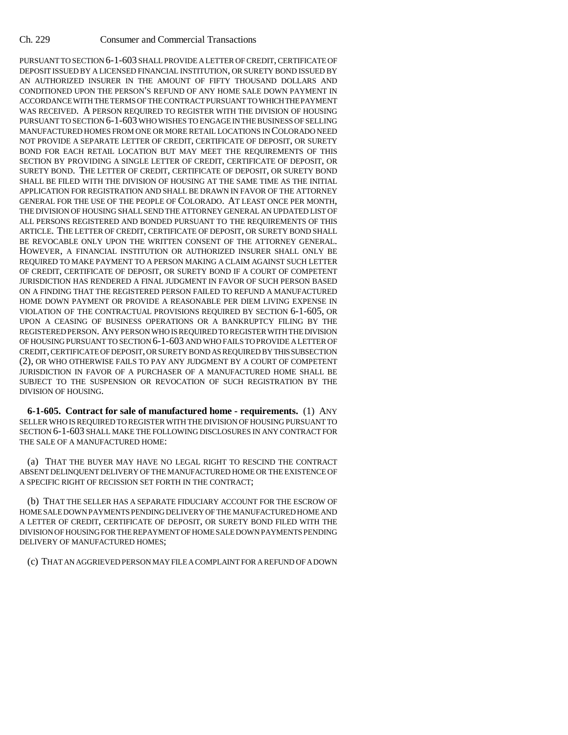PURSUANT TO SECTION 6-1-603 SHALL PROVIDE A LETTER OF CREDIT, CERTIFICATE OF DEPOSIT ISSUED BY A LICENSED FINANCIAL INSTITUTION, OR SURETY BOND ISSUED BY AN AUTHORIZED INSURER IN THE AMOUNT OF FIFTY THOUSAND DOLLARS AND CONDITIONED UPON THE PERSON'S REFUND OF ANY HOME SALE DOWN PAYMENT IN ACCORDANCE WITH THE TERMS OF THE CONTRACT PURSUANT TO WHICH THE PAYMENT WAS RECEIVED. A PERSON REQUIRED TO REGISTER WITH THE DIVISION OF HOUSING PURSUANT TO SECTION 6-1-603 WHO WISHES TO ENGAGE IN THE BUSINESS OF SELLING MANUFACTURED HOMES FROM ONE OR MORE RETAIL LOCATIONS IN COLORADO NEED NOT PROVIDE A SEPARATE LETTER OF CREDIT, CERTIFICATE OF DEPOSIT, OR SURETY BOND FOR EACH RETAIL LOCATION BUT MAY MEET THE REQUIREMENTS OF THIS SECTION BY PROVIDING A SINGLE LETTER OF CREDIT, CERTIFICATE OF DEPOSIT, OR SURETY BOND. THE LETTER OF CREDIT, CERTIFICATE OF DEPOSIT, OR SURETY BOND SHALL BE FILED WITH THE DIVISION OF HOUSING AT THE SAME TIME AS THE INITIAL APPLICATION FOR REGISTRATION AND SHALL BE DRAWN IN FAVOR OF THE ATTORNEY GENERAL FOR THE USE OF THE PEOPLE OF COLORADO. AT LEAST ONCE PER MONTH, THE DIVISION OF HOUSING SHALL SEND THE ATTORNEY GENERAL AN UPDATED LIST OF ALL PERSONS REGISTERED AND BONDED PURSUANT TO THE REQUIREMENTS OF THIS ARTICLE. THE LETTER OF CREDIT, CERTIFICATE OF DEPOSIT, OR SURETY BOND SHALL BE REVOCABLE ONLY UPON THE WRITTEN CONSENT OF THE ATTORNEY GENERAL. HOWEVER, A FINANCIAL INSTITUTION OR AUTHORIZED INSURER SHALL ONLY BE REQUIRED TO MAKE PAYMENT TO A PERSON MAKING A CLAIM AGAINST SUCH LETTER OF CREDIT, CERTIFICATE OF DEPOSIT, OR SURETY BOND IF A COURT OF COMPETENT JURISDICTION HAS RENDERED A FINAL JUDGMENT IN FAVOR OF SUCH PERSON BASED ON A FINDING THAT THE REGISTERED PERSON FAILED TO REFUND A MANUFACTURED HOME DOWN PAYMENT OR PROVIDE A REASONABLE PER DIEM LIVING EXPENSE IN VIOLATION OF THE CONTRACTUAL PROVISIONS REQUIRED BY SECTION 6-1-605, OR UPON A CEASING OF BUSINESS OPERATIONS OR A BANKRUPTCY FILING BY THE REGISTERED PERSON. ANY PERSON WHO IS REQUIRED TO REGISTER WITH THE DIVISION OF HOUSING PURSUANT TO SECTION 6-1-603 AND WHO FAILS TO PROVIDE A LETTER OF CREDIT, CERTIFICATE OF DEPOSIT, OR SURETY BOND AS REQUIRED BY THIS SUBSECTION (2), OR WHO OTHERWISE FAILS TO PAY ANY JUDGMENT BY A COURT OF COMPETENT JURISDICTION IN FAVOR OF A PURCHASER OF A MANUFACTURED HOME SHALL BE SUBJECT TO THE SUSPENSION OR REVOCATION OF SUCH REGISTRATION BY THE DIVISION OF HOUSING.

**6-1-605. Contract for sale of manufactured home - requirements.** (1) ANY SELLER WHO IS REQUIRED TO REGISTER WITH THE DIVISION OF HOUSING PURSUANT TO SECTION 6-1-603 SHALL MAKE THE FOLLOWING DISCLOSURES IN ANY CONTRACT FOR THE SALE OF A MANUFACTURED HOME:

(a) THAT THE BUYER MAY HAVE NO LEGAL RIGHT TO RESCIND THE CONTRACT ABSENT DELINQUENT DELIVERY OF THE MANUFACTURED HOME OR THE EXISTENCE OF A SPECIFIC RIGHT OF RECISSION SET FORTH IN THE CONTRACT;

(b) THAT THE SELLER HAS A SEPARATE FIDUCIARY ACCOUNT FOR THE ESCROW OF HOME SALE DOWN PAYMENTS PENDING DELIVERY OF THE MANUFACTURED HOME AND A LETTER OF CREDIT, CERTIFICATE OF DEPOSIT, OR SURETY BOND FILED WITH THE DIVISION OF HOUSING FOR THE REPAYMENT OF HOME SALE DOWN PAYMENTS PENDING DELIVERY OF MANUFACTURED HOMES;

(c) THAT AN AGGRIEVED PERSON MAY FILE A COMPLAINT FOR A REFUND OF A DOWN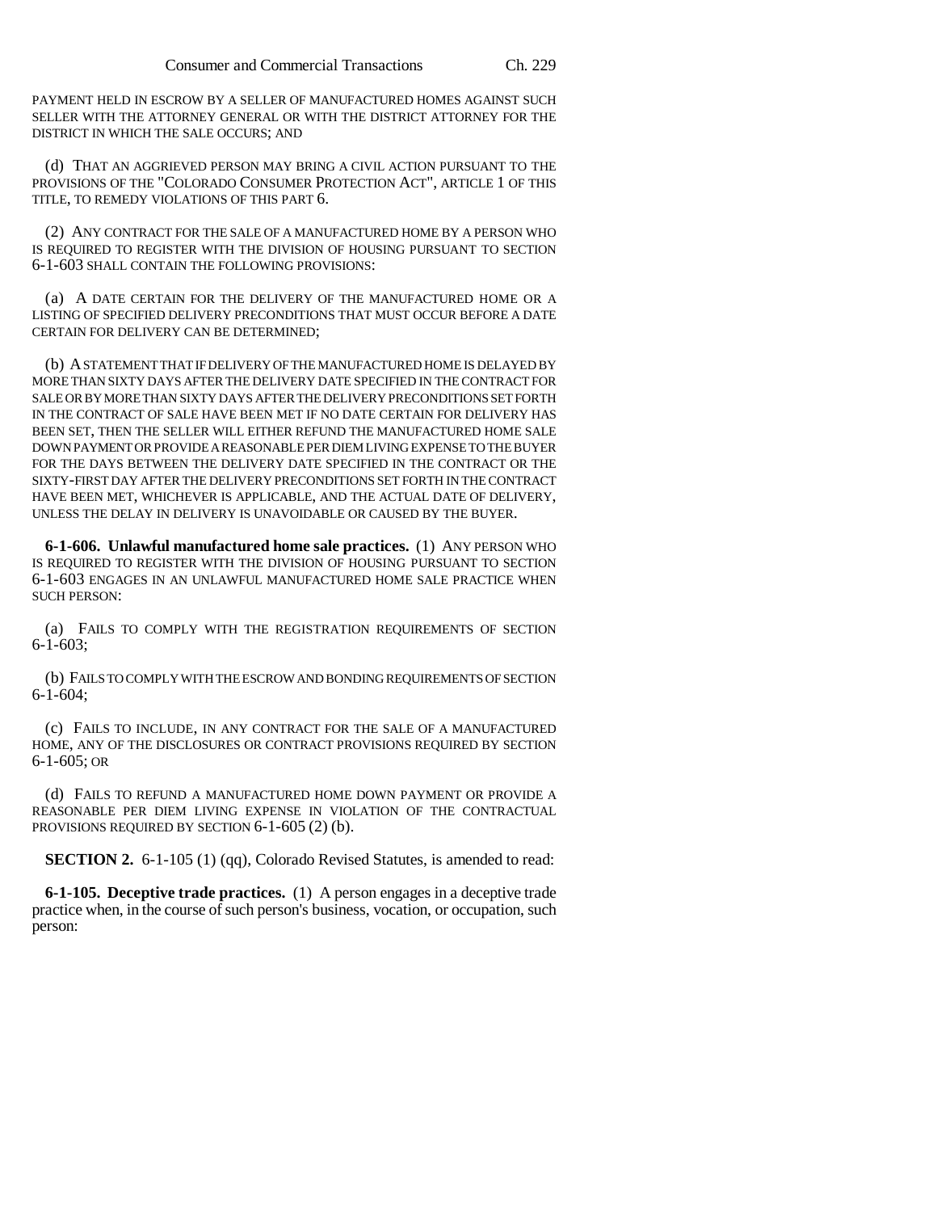PAYMENT HELD IN ESCROW BY A SELLER OF MANUFACTURED HOMES AGAINST SUCH SELLER WITH THE ATTORNEY GENERAL OR WITH THE DISTRICT ATTORNEY FOR THE DISTRICT IN WHICH THE SALE OCCURS; AND

(d) THAT AN AGGRIEVED PERSON MAY BRING A CIVIL ACTION PURSUANT TO THE PROVISIONS OF THE "COLORADO CONSUMER PROTECTION ACT", ARTICLE 1 OF THIS TITLE, TO REMEDY VIOLATIONS OF THIS PART 6.

(2) ANY CONTRACT FOR THE SALE OF A MANUFACTURED HOME BY A PERSON WHO IS REQUIRED TO REGISTER WITH THE DIVISION OF HOUSING PURSUANT TO SECTION 6-1-603 SHALL CONTAIN THE FOLLOWING PROVISIONS:

(a) A DATE CERTAIN FOR THE DELIVERY OF THE MANUFACTURED HOME OR A LISTING OF SPECIFIED DELIVERY PRECONDITIONS THAT MUST OCCUR BEFORE A DATE CERTAIN FOR DELIVERY CAN BE DETERMINED;

(b) A STATEMENT THAT IF DELIVERY OF THE MANUFACTURED HOME IS DELAYED BY MORE THAN SIXTY DAYS AFTER THE DELIVERY DATE SPECIFIED IN THE CONTRACT FOR SALE OR BY MORE THAN SIXTY DAYS AFTER THE DELIVERY PRECONDITIONS SET FORTH IN THE CONTRACT OF SALE HAVE BEEN MET IF NO DATE CERTAIN FOR DELIVERY HAS BEEN SET, THEN THE SELLER WILL EITHER REFUND THE MANUFACTURED HOME SALE DOWN PAYMENT OR PROVIDE A REASONABLE PER DIEM LIVING EXPENSE TO THE BUYER FOR THE DAYS BETWEEN THE DELIVERY DATE SPECIFIED IN THE CONTRACT OR THE SIXTY-FIRST DAY AFTER THE DELIVERY PRECONDITIONS SET FORTH IN THE CONTRACT HAVE BEEN MET, WHICHEVER IS APPLICABLE, AND THE ACTUAL DATE OF DELIVERY, UNLESS THE DELAY IN DELIVERY IS UNAVOIDABLE OR CAUSED BY THE BUYER.

**6-1-606. Unlawful manufactured home sale practices.** (1) ANY PERSON WHO IS REQUIRED TO REGISTER WITH THE DIVISION OF HOUSING PURSUANT TO SECTION 6-1-603 ENGAGES IN AN UNLAWFUL MANUFACTURED HOME SALE PRACTICE WHEN SUCH PERSON:

(a) FAILS TO COMPLY WITH THE REGISTRATION REQUIREMENTS OF SECTION 6-1-603;

(b) FAILS TO COMPLY WITH THE ESCROW AND BONDING REQUIREMENTS OF SECTION 6-1-604;

(c) FAILS TO INCLUDE, IN ANY CONTRACT FOR THE SALE OF A MANUFACTURED HOME, ANY OF THE DISCLOSURES OR CONTRACT PROVISIONS REQUIRED BY SECTION 6-1-605; OR

(d) FAILS TO REFUND A MANUFACTURED HOME DOWN PAYMENT OR PROVIDE A REASONABLE PER DIEM LIVING EXPENSE IN VIOLATION OF THE CONTRACTUAL PROVISIONS REQUIRED BY SECTION 6-1-605 (2) (b).

**SECTION 2.** 6-1-105 (1) (qq), Colorado Revised Statutes, is amended to read:

**6-1-105. Deceptive trade practices.** (1) A person engages in a deceptive trade practice when, in the course of such person's business, vocation, or occupation, such person: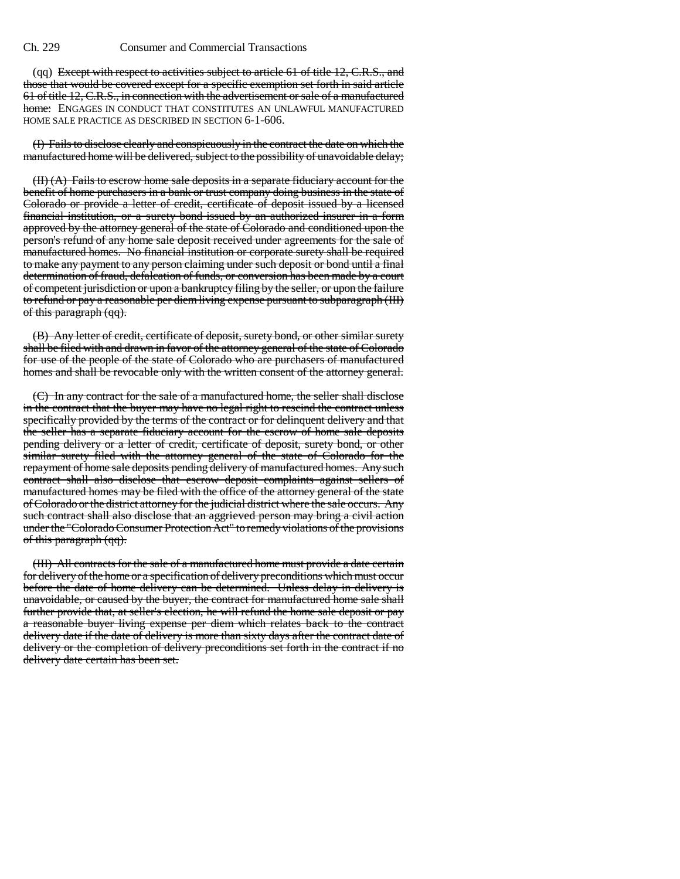(qq) ~~Except with respect to activities subject to article 61 of title 12, C.R.S., and those that would be covered except for a specific exemption set forth in said article 61 of title 12, C.R.S., in connection with the advertisement or sale of a manufactured home:~~ ENGAGES IN CONDUCT THAT CONSTITUTES AN UNLAWFUL MANUFACTURED HOME SALE PRACTICE AS DESCRIBED IN SECTION 6-1-606.

~~(I) Fails to disclose clearly and conspicuously in the contract the date on which the manufactured home will be delivered, subject to the possibility of unavoidable delay;~~

~~(II) (A) Fails to escrow home sale deposits in a separate fiduciary account for the benefit of home purchasers in a bank or trust company doing business in the state of Colorado or provide a letter of credit, certificate of deposit issued by a licensed financial institution, or a surety bond issued by an authorized insurer in a form approved by the attorney general of the state of Colorado and conditioned upon the person's refund of any home sale deposit received under agreements for the sale of manufactured homes. No financial institution or corporate surety shall be required to make any payment to any person claiming under such deposit or bond until a final determination of fraud, defalcation of funds, or conversion has been made by a court of competent jurisdiction or upon a bankruptcy filing by the seller, or upon the failure to refund or pay a reasonable per diem living expense pursuant to subparagraph (III) of this paragraph (qq).~~

~~(B) Any letter of credit, certificate of deposit, surety bond, or other similar surety shall be filed with and drawn in favor of the attorney general of the state of Colorado for use of the people of the state of Colorado who are purchasers of manufactured homes and shall be revocable only with the written consent of the attorney general.~~

~~(C) In any contract for the sale of a manufactured home, the seller shall disclose in the contract that the buyer may have no legal right to rescind the contract unless specifically provided by the terms of the contract or for delinquent delivery and that the seller has a separate fiduciary account for the escrow of home sale deposits pending delivery or a letter of credit, certificate of deposit, surety bond, or other similar surety filed with the attorney general of the state of Colorado for the repayment of home sale deposits pending delivery of manufactured homes. Any such contract shall also disclose that escrow deposit complaints against sellers of manufactured homes may be filed with the office of the attorney general of the state of Colorado or the district attorney for the judicial district where the sale occurs. Any such contract shall also disclose that an aggrieved person may bring a civil action under the "Colorado Consumer Protection Act" to remedy violations of the provisions of this paragraph (qq).~~

~~(III) All contracts for the sale of a manufactured home must provide a date certain for delivery of the home or a specification of delivery preconditions which must occur before the date of home delivery can be determined. Unless delay in delivery is unavoidable, or caused by the buyer, the contract for manufactured home sale shall further provide that, at seller's election, he will refund the home sale deposit or pay a reasonable buyer living expense per diem which relates back to the contract delivery date if the date of delivery is more than sixty days after the contract date of delivery or the completion of delivery preconditions set forth in the contract if no delivery date certain has been set.~~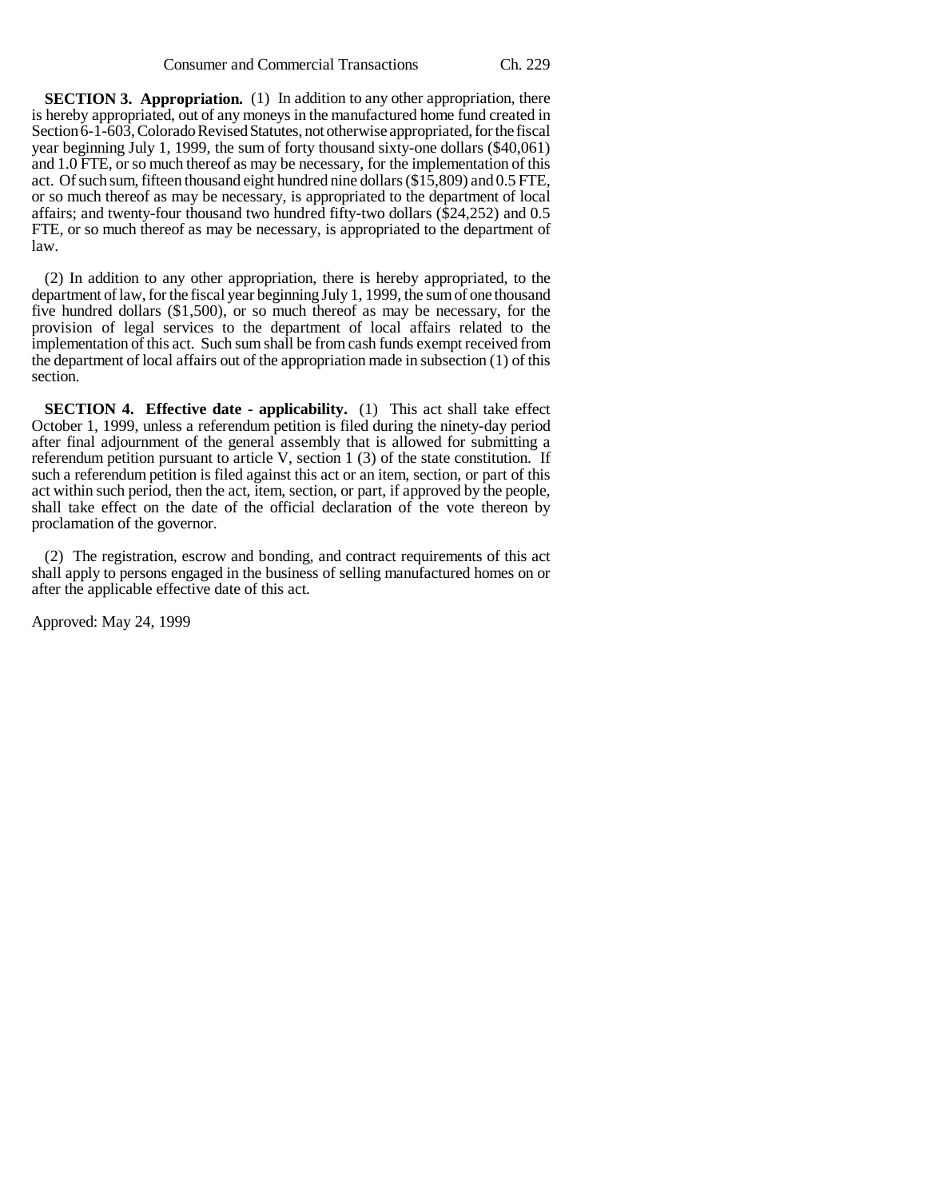**SECTION 3. Appropriation.** (1) In addition to any other appropriation, there is hereby appropriated, out of any moneys in the manufactured home fund created in Section 6-1-603, Colorado Revised Statutes, not otherwise appropriated, for the fiscal year beginning July 1, 1999, the sum of forty thousand sixty-one dollars ($40,061) and 1.0 FTE, or so much thereof as may be necessary, for the implementation of this act. Of such sum, fifteen thousand eight hundred nine dollars ($15,809) and 0.5 FTE, or so much thereof as may be necessary, is appropriated to the department of local affairs; and twenty-four thousand two hundred fifty-two dollars ($24,252) and 0.5 FTE, or so much thereof as may be necessary, is appropriated to the department of law.

(2) In addition to any other appropriation, there is hereby appropriated, to the department of law, for the fiscal year beginning July 1, 1999, the sum of one thousand five hundred dollars ($1,500), or so much thereof as may be necessary, for the provision of legal services to the department of local affairs related to the implementation of this act. Such sum shall be from cash funds exempt received from the department of local affairs out of the appropriation made in subsection (1) of this section.

**SECTION 4. Effective date - applicability.** (1) This act shall take effect October 1, 1999, unless a referendum petition is filed during the ninety-day period after final adjournment of the general assembly that is allowed for submitting a referendum petition pursuant to article V, section 1 (3) of the state constitution. If such a referendum petition is filed against this act or an item, section, or part of this act within such period, then the act, item, section, or part, if approved by the people, shall take effect on the date of the official declaration of the vote thereon by proclamation of the governor.

(2) The registration, escrow and bonding, and contract requirements of this act shall apply to persons engaged in the business of selling manufactured homes on or after the applicable effective date of this act.

Approved: May 24, 1999